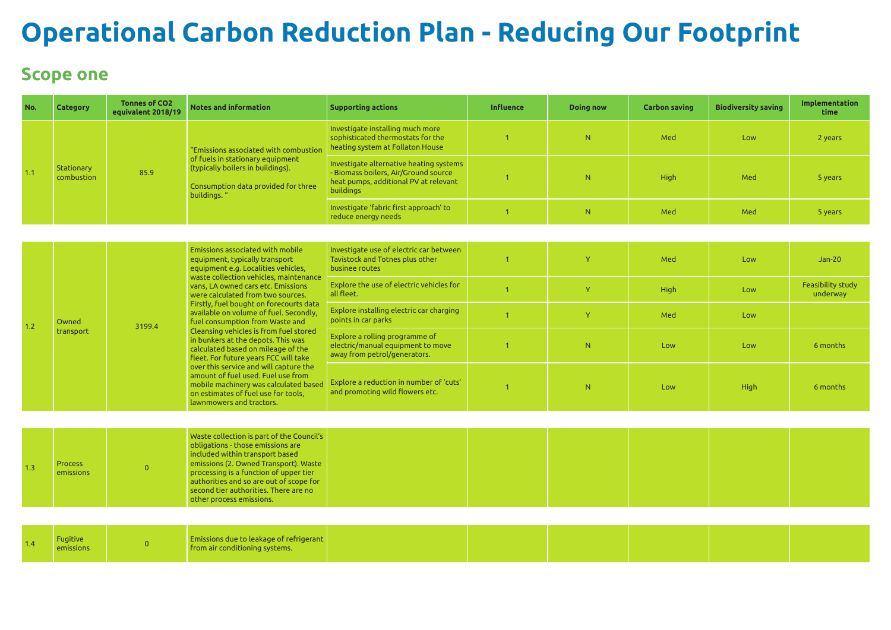# Operational Carbon Reduction Plan - Reducing Our Footprint

## Scope one

| No. | Category | Tonnes of CO2 equivalent 2018/19 | Notes and information | Supporting actions | Influence | Doing now | Carbon saving | Biodiversity saving | Implementation time |
|---|---|---|---|---|---|---|---|---|---|
| 1.1 | Stationary combustion | 85.9 | "Emissions associated with combustion of fuels in stationary equipment (typically boilers in buildings). Consumption data provided for three buildings. " | Investigate installing much more sophisticated thermostats for the heating system at Follaton House | 1 | N | Med | Low | 2 years |
| | | | | Investigate alternative heating systems - Biomass boilers, Air/Ground source heat pumps, additional PV at relevant buildings | 1 | N | High | Med | 5 years |
| | | | | Investigate 'fabric first approach' to reduce energy needs | 1 | N | Med | Med | 5 years |
| 1.2 | Owned transport | 3199.4 | Emissions associated with mobile equipment, typically transport equipment e.g. Localities vehicles, waste collection vehicles, maintenance vans, LA owned cars etc. Emissions were calculated from two sources. Firstly, fuel bought on forecourts data available on volume of fuel. Secondly, fuel consumption from Waste and Cleansing vehicles is from fuel stored in bunkers at the depots. This was calculated based on mileage of the fleet. For future years FCC will take over this service and will capture the amount of fuel used. Fuel use from mobile machinery was calculated based on estimates of fuel use for tools, lawnmowers and tractors. | Investigate use of electric car between Tavistock and Totnes plus other businee routes | 1 | Y | Med | Low | Jan-20 |
| | | | | Explore the use of electric vehicles for all fleet. | 1 | Y | High | Low | Feasibility study underway |
| | | | | Explore installing electric car charging points in car parks | 1 | Y | Med | Low | |
| | | | | Explore a rolling programme of electric/manual equipment to move away from petrol/generators. | 1 | N | Low | Low | 6 months |
| | | | | Explore a reduction in number of 'cuts' and promoting wild flowers etc. | 1 | N | Low | High | 6 months |
| 1.3 | Process emissions | 0 | Waste collection is part of the Council's obligations - those emissions are included within transport based emissions (2. Owned Transport). Waste processing is a function of upper tier authorities and so are out of scope for second tier authorities. There are no other process emissions. | | | | | | |
| 1.4 | Fugitive emissions | 0 | Emissions due to leakage of refrigerant from air conditioning systems. | | | | | | |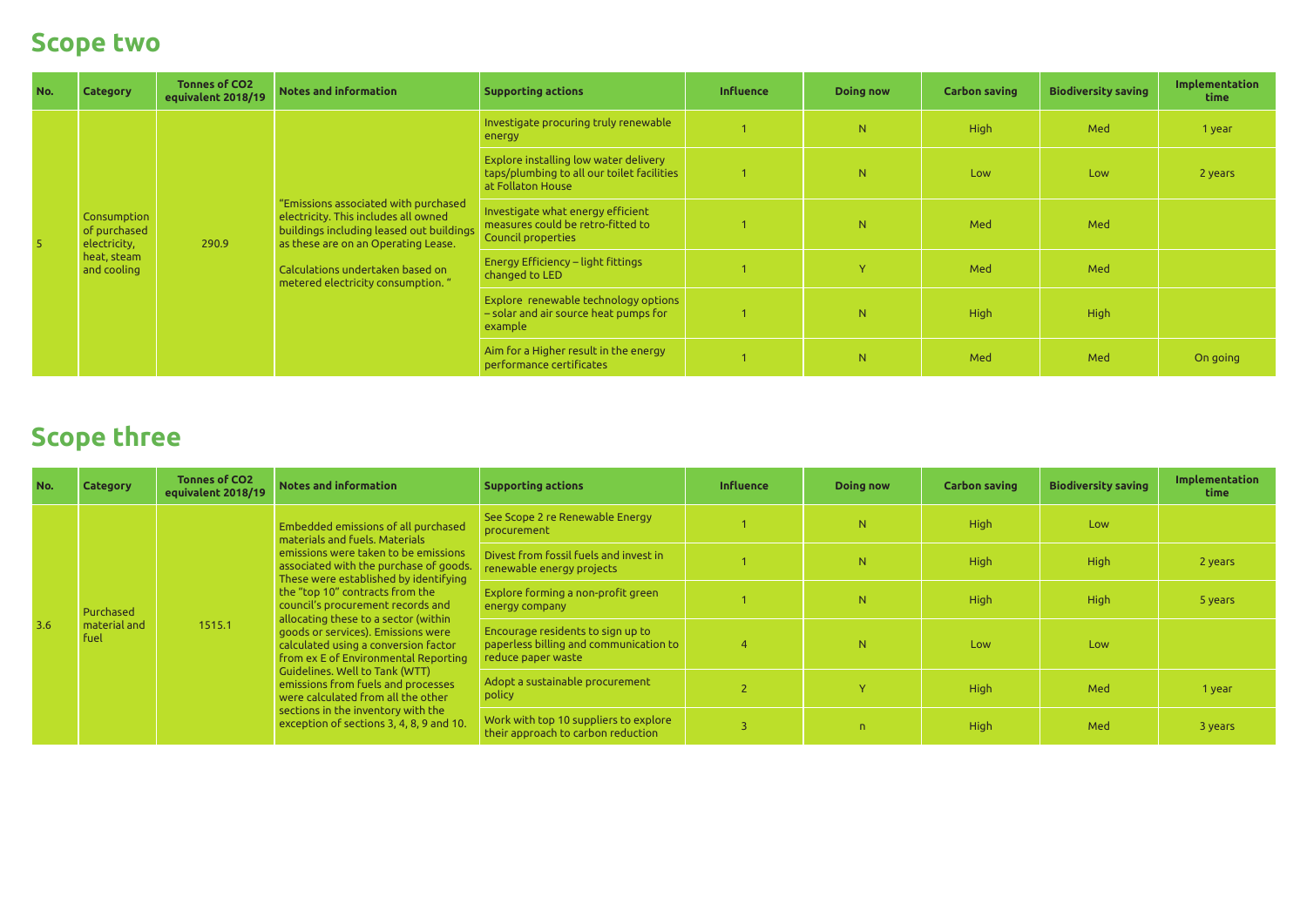## Scope two

| No. | Category | Tonnes of $CO_2$ equivalent 2018/19 | Notes and information | Supporting actions | Influence | Doing now | Carbon saving | Biodiversity saving | Implementation time |
|---|---|---|---|---|---|---|---|---|---|
| 5 | Consumption of purchased electricity, heat, steam and cooling | 290.9 | "Emissions associated with purchased electricity. This includes all owned buildings including leased out buildings as these are on an Operating Lease.<br><br>Calculations undertaken based on metered electricity consumption. " | Investigate procuring truly renewable energy | 1 | N | High | Med | 1 year |
| | | | | Explore installing low water delivery taps/plumbing to all our toilet facilities at Follaton House | 1 | N | Low | Low | 2 years |
| | | | | Investigate what energy efficient measures could be retro-fitted to Council properties | 1 | N | Med | Med | |
| | | | | Energy Efficiency – light fittings changed to LED | 1 | Y | Med | Med | |
| | | | | Explore renewable technology options – solar and air source heat pumps for example | 1 | N | High | High | |
| | | | | Aim for a Higher result in the energy performance certificates | 1 | N | Med | Med | On going |

## Scope three

| No. | Category | Tonnes of $CO_2$ equivalent 2018/19 | Notes and information | Supporting actions | Influence | Doing now | Carbon saving | Biodiversity saving | Implementation time |
|---|---|---|---|---|---|---|---|---|---|
| 3.6 | Purchased material and fuel | 1515.1 | Embedded emissions of all purchased materials and fuels. Materials emissions were taken to be emissions associated with the purchase of goods. These were established by identifying the "top 10" contracts from the council's procurement records and allocating these to a sector (within goods or services). Emissions were calculated using a conversion factor from ex E of Environmental Reporting Guidelines. Well to Tank (WTT) emissions from fuels and processes were calculated from all the other sections in the inventory with the exception of sections 3, 4, 8, 9 and 10. | See Scope 2 re Renewable Energy procurement | 1 | N | High | Low | |
| | | | | Divest from fossil fuels and invest in renewable energy projects | 1 | N | High | High | 2 years |
| | | | | Explore forming a non-profit green energy company | 1 | N | High | High | 5 years |
| | | | | Encourage residents to sign up to paperless billing and communication to reduce paper waste | 4 | N | Low | Low | |
| | | | | Adopt a sustainable procurement policy | 2 | Y | High | Med | 1 year |
| | | | | Work with top 10 suppliers to explore their approach to carbon reduction | 3 | n | High | Med | 3 years |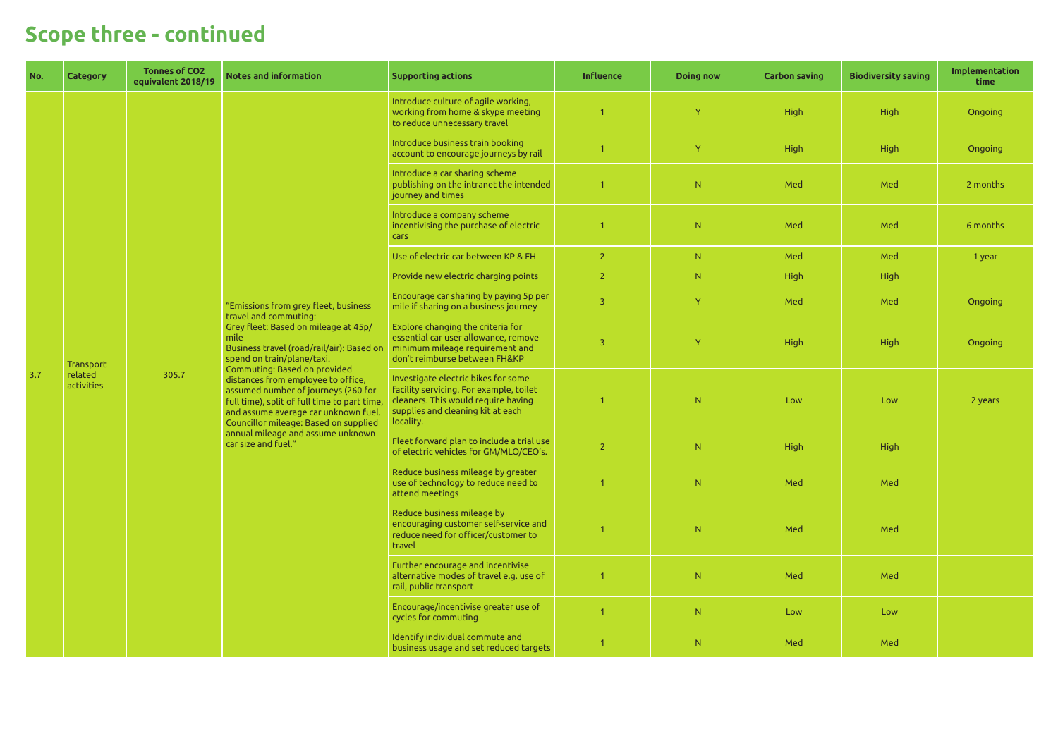# Scope three - continued

| No. | Category | Tonnes of $CO_2$ equivalent 2018/19 | Notes and information | Supporting actions | Influence | Doing now | Carbon saving | Biodiversity saving | Implementation time |
|---|---|---|---|---|---|---|---|---|---|
| 3.7 | Transport related activities | 305.7 | "Emissions from grey fleet, business travel and commuting: Grey fleet: Based on mileage at 45p/ mile Business travel (road/rail/air): Based on spend on train/plane/taxi. Commuting: Based on provided distances from employee to office, assumed number of journeys (260 for full time), split of full time to part time, and assume average car unknown fuel. Councillor mileage: Based on supplied annual mileage and assume unknown car size and fuel." | Introduce culture of agile working, working from home & skype meeting to reduce unnecessary travel | 1 | Y | High | High | Ongoing |
| | | | | Introduce business train booking account to encourage journeys by rail | 1 | Y | High | High | Ongoing |
| | | | | Introduce a car sharing scheme publishing on the intranet the intended journey and times | 1 | N | Med | Med | 2 months |
| | | | | Introduce a company scheme incentivising the purchase of electric cars | 1 | N | Med | Med | 6 months |
| | | | | Use of electric car between KP & FH | 2 | N | Med | Med | 1 year |
| | | | | Provide new electric charging points | 2 | N | High | High | |
| | | | | Encourage car sharing by paying 5p per mile if sharing on a business journey | 3 | Y | Med | Med | Ongoing |
| | | | | Explore changing the criteria for essential car user allowance, remove minimum mileage requirement and don't reimburse between FH&KP | 3 | Y | High | High | Ongoing |
| | | | | Investigate electric bikes for some facility servicing. For example, toilet cleaners. This would require having supplies and cleaning kit at each locality. | 1 | N | Low | Low | 2 years |
| | | | | Fleet forward plan to include a trial use of electric vehicles for GM/MLO/CEO's. | 2 | N | High | High | |
| | | | | Reduce business mileage by greater use of technology to reduce need to attend meetings | 1 | N | Med | Med | |
| | | | | Reduce business mileage by encouraging customer self-service and reduce need for officer/customer to travel | 1 | N | Med | Med | |
| | | | | Further encourage and incentivise alternative modes of travel e.g. use of rail, public transport | 1 | N | Med | Med | |
| | | | | Encourage/incentivise greater use of cycles for commuting | 1 | N | Low | Low | |
| | | | | Identify individual commute and business usage and set reduced targets | 1 | N | Med | Med | |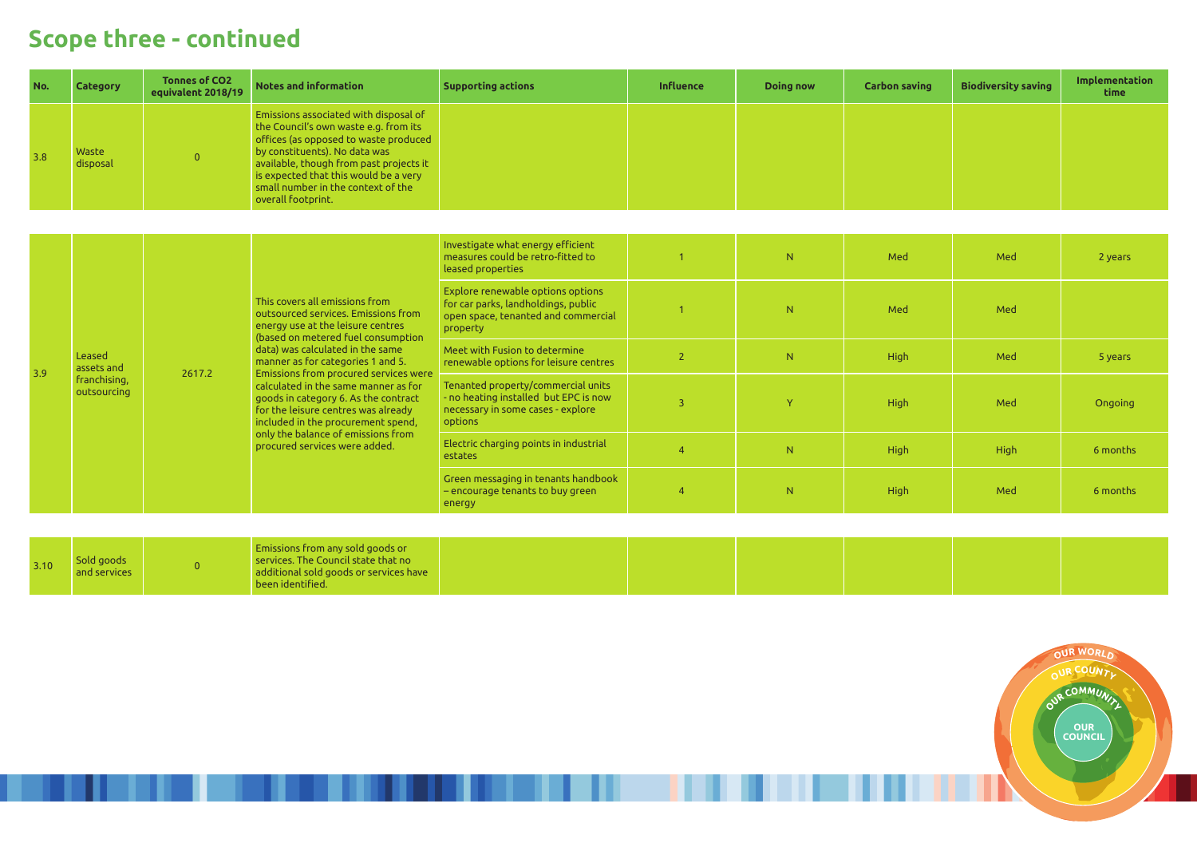## Scope three - continued

| No. | Category | Tonnes of $CO_2$ equivalent 2018/19 | Notes and information | Supporting actions | Influence | Doing now | Carbon saving | Biodiversity saving | Implementation time |
|---|---|---|---|---|---|---|---|---|---|
| 3.8 | Waste disposal | 0 | Emissions associated with disposal of the Council's own waste e.g. from its offices (as opposed to waste produced by constituents). No data was available, though from past projects it is expected that this would be a very small number in the context of the overall footprint. | | | | | | |
| 3.9 | Leased assets and franchising, outsourcing | 2617.2 | This covers all emissions from outsourced services. Emissions from energy use at the leisure centres (based on metered fuel consumption data) was calculated in the same manner as for categories 1 and 5. Emissions from procured services were calculated in the same manner as for goods in category 6. As the contract for the leisure centres was already included in the procurement spend, only the balance of emissions from procured services were added. | Investigate what energy efficient measures could be retro-fitted to leased properties | 1 | N | Med | Med | 2 years |
| | | | | Explore renewable options options for car parks, landholdings, public open space, tenanted and commercial property | 1 | N | Med | Med | |
| | | | | Meet with Fusion to determine renewable options for leisure centres | 2 | N | High | Med | 5 years |
| | | | | Tenanted property/commercial units - no heating installed but EPC is now necessary in some cases - explore options | 3 | Y | High | Med | Ongoing |
| | | | | Electric charging points in industrial estates | 4 | N | High | High | 6 months |
| | | | | Green messaging in tenants handbook – encourage tenants to buy green energy | 4 | N | High | Med | 6 months |
| 3.10 | Sold goods and services | 0 | Emissions from any sold goods or services. The Council state that no additional sold goods or services have been identified. | | | | | | |

OUR WORLD
OUR COUNTY
OUR COMMUNITY
OUR COUNCIL